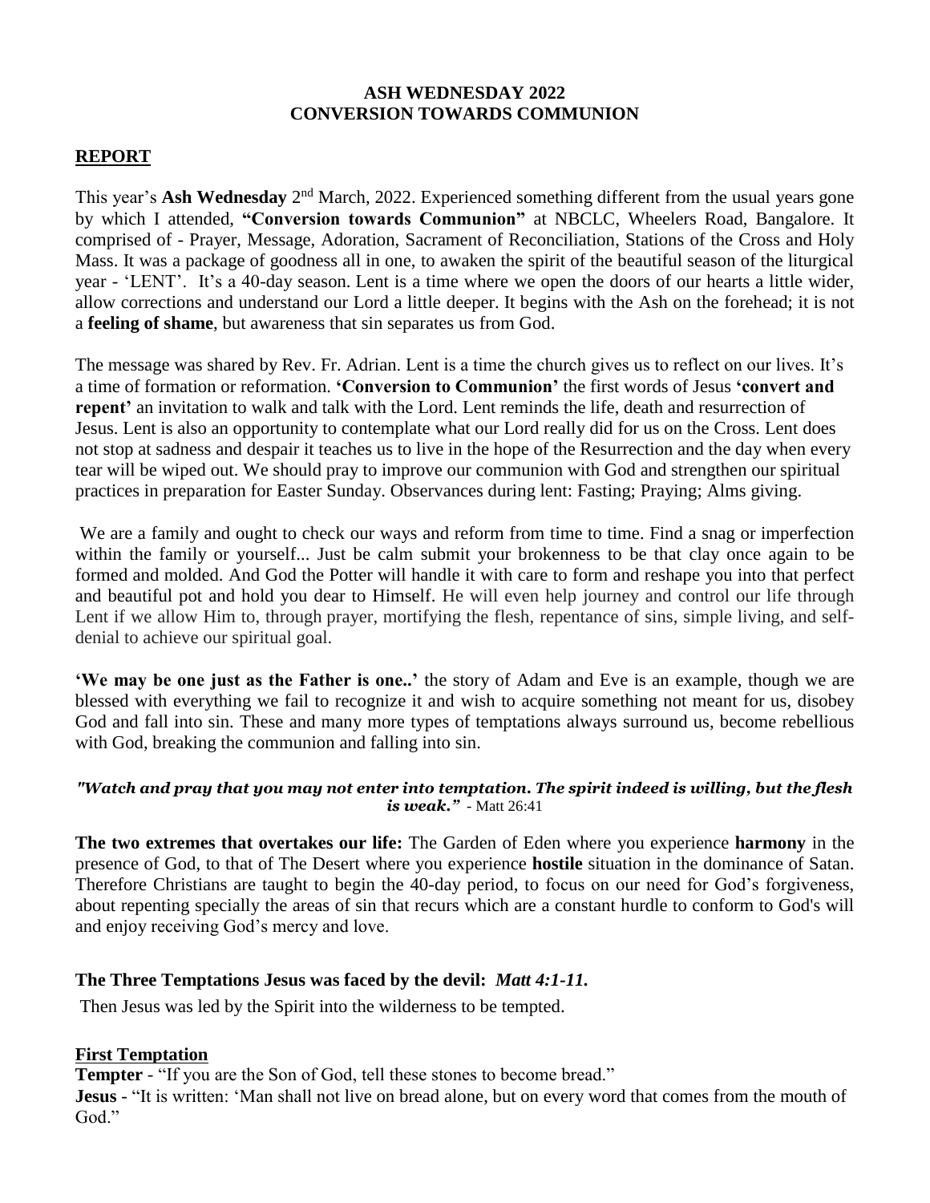**ASH WEDNESDAY 2022**
**CONVERSION TOWARDS COMMUNION**

## REPORT

This year's **Ash Wednesday** 2[nd] March, 2022. Experienced something different from the usual years gone by which I attended, **"Conversion towards Communion"** at NBCLC, Wheelers Road, Bangalore. It comprised of - Prayer, Message, Adoration, Sacrament of Reconciliation, Stations of the Cross and Holy Mass. It was a package of goodness all in one, to awaken the spirit of the beautiful season of the liturgical year - 'LENT'. It's a 40-day season. Lent is a time where we open the doors of our hearts a little wider, allow corrections and understand our Lord a little deeper. It begins with the Ash on the forehead; it is not a **feeling of shame**, but awareness that sin separates us from God.

The message was shared by Rev. Fr. Adrian. Lent is a time the church gives us to reflect on our lives. It's a time of formation or reformation. **'Conversion to Communion'** the first words of Jesus **'convert and repent'** an invitation to walk and talk with the Lord. Lent reminds the life, death and resurrection of Jesus. Lent is also an opportunity to contemplate what our Lord really did for us on the Cross. Lent does not stop at sadness and despair it teaches us to live in the hope of the Resurrection and the day when every tear will be wiped out. We should pray to improve our communion with God and strengthen our spiritual practices in preparation for Easter Sunday. Observances during lent: Fasting; Praying; Alms giving.

We are a family and ought to check our ways and reform from time to time. Find a snag or imperfection within the family or yourself... Just be calm submit your brokenness to be that clay once again to be formed and molded. And God the Potter will handle it with care to form and reshape you into that perfect and beautiful pot and hold you dear to Himself. He will even help journey and control our life through Lent if we allow Him to, through prayer, mortifying the flesh, repentance of sins, simple living, and self-denial to achieve our spiritual goal.

**'We may be one just as the Father is one..'** the story of Adam and Eve is an example, though we are blessed with everything we fail to recognize it and wish to acquire something not meant for us, disobey God and fall into sin. These and many more types of temptations always surround us, become rebellious with God, breaking the communion and falling into sin.

***"Watch and pray that you may not enter into temptation. The spirit indeed is willing, but the flesh is weak."*** - Matt 26:41

**The two extremes that overtakes our life:** The Garden of Eden where you experience **harmony** in the presence of God, to that of The Desert where you experience **hostile** situation in the dominance of Satan. Therefore Christians are taught to begin the 40-day period, to focus on our need for God's forgiveness, about repenting specially the areas of sin that recurs which are a constant hurdle to conform to God's will and enjoy receiving God's mercy and love.

### The Three Temptations Jesus was faced by the devil: *Matt 4:1-11.*

Then Jesus was led by the Spirit into the wilderness to be tempted.

#### First Temptation

**Tempter** - "If you are the Son of God, tell these stones to become bread."
**Jesus** - "It is written: 'Man shall not live on bread alone, but on every word that comes from the mouth of God."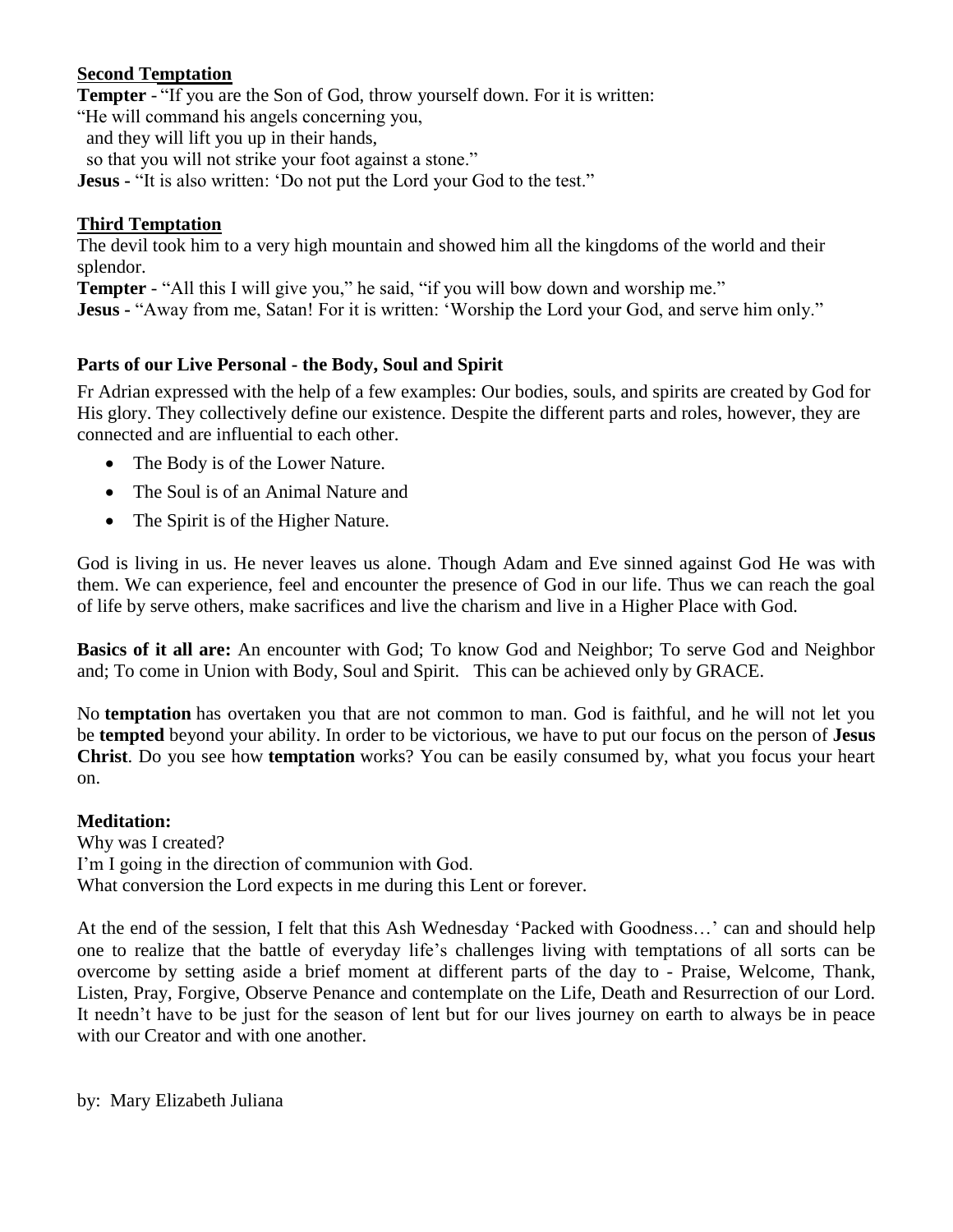**Second Temptation**

**Tempter** - "If you are the Son of God, throw yourself down. For it is written:
"He will command his angels concerning you,
and they will lift you up in their hands,
so that you will not strike your foot against a stone."

**Jesus** - "It is also written: 'Do not put the Lord your God to the test."

**Third Temptation**

The devil took him to a very high mountain and showed him all the kingdoms of the world and their splendor.

**Tempter** - "All this I will give you," he said, "if you will bow down and worship me."

**Jesus** - "Away from me, Satan! For it is written: 'Worship the Lord your God, and serve him only."

**Parts of our Live Personal - the Body, Soul and Spirit**

Fr Adrian expressed with the help of a few examples: Our bodies, souls, and spirits are created by God for His glory. They collectively define our existence. Despite the different parts and roles, however, they are connected and are influential to each other.

- The Body is of the Lower Nature.
- The Soul is of an Animal Nature and
- The Spirit is of the Higher Nature.

God is living in us. He never leaves us alone. Though Adam and Eve sinned against God He was with them. We can experience, feel and encounter the presence of God in our life. Thus we can reach the goal of life by serve others, make sacrifices and live the charism and live in a Higher Place with God.

**Basics of it all are:** An encounter with God; To know God and Neighbor; To serve God and Neighbor and; To come in Union with Body, Soul and Spirit. This can be achieved only by GRACE.

No **temptation** has overtaken you that are not common to man. God is faithful, and he will not let you be **tempted** beyond your ability. In order to be victorious, we have to put our focus on the person of **Jesus Christ**. Do you see how **temptation** works? You can be easily consumed by, what you focus your heart on.

**Meditation:**

Why was I created?
I'm I going in the direction of communion with God.
What conversion the Lord expects in me during this Lent or forever.

At the end of the session, I felt that this Ash Wednesday 'Packed with Goodness…' can and should help one to realize that the battle of everyday life's challenges living with temptations of all sorts can be overcome by setting aside a brief moment at different parts of the day to - Praise, Welcome, Thank, Listen, Pray, Forgive, Observe Penance and contemplate on the Life, Death and Resurrection of our Lord. It needn't have to be just for the season of lent but for our lives journey on earth to always be in peace with our Creator and with one another.

by: Mary Elizabeth Juliana